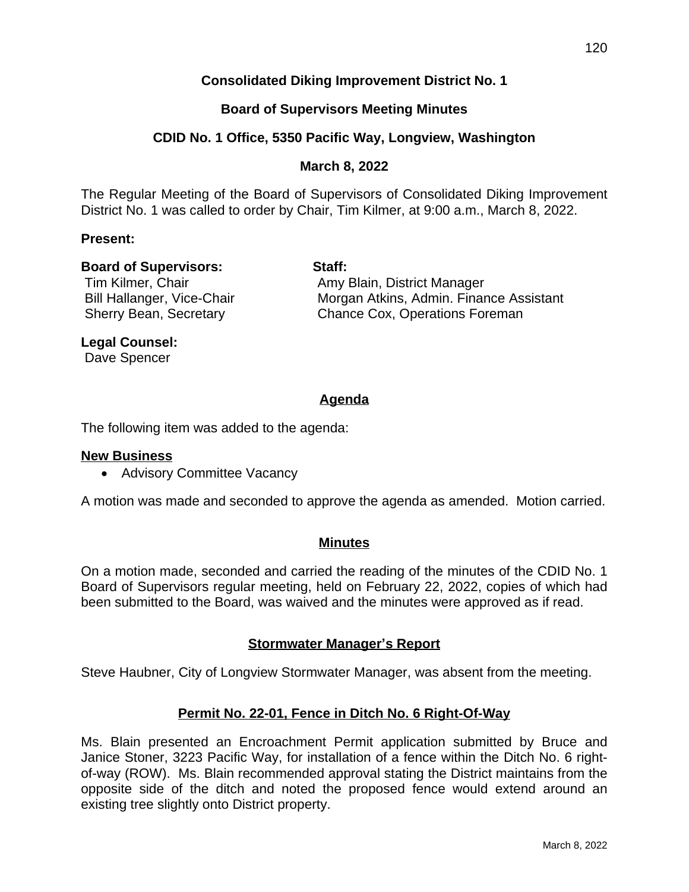# Consolidated Diking Improvement District No. 1

## Board of Supervisors Meeting Minutes

## CDID No. 1 Office, 5350 Pacific Way, Longview, Washington

## March 8, 2022

The Regular Meeting of the Board of Supervisors of Consolidated Diking Improvement District No. 1 was called to order by Chair, Tim Kilmer, at 9:00 a.m., March 8, 2022.

**Present:**

**Board of Supervisors:**
Tim Kilmer, Chair
Bill Hallanger, Vice-Chair
Sherry Bean, Secretary

**Staff:**
Amy Blain, District Manager
Morgan Atkins, Admin. Finance Assistant
Chance Cox, Operations Foreman

**Legal Counsel:**
Dave Spencer

### Agenda

The following item was added to the agenda:

**New Business**

- Advisory Committee Vacancy

A motion was made and seconded to approve the agenda as amended. Motion carried.

### Minutes

On a motion made, seconded and carried the reading of the minutes of the CDID No. 1 Board of Supervisors regular meeting, held on February 22, 2022, copies of which had been submitted to the Board, was waived and the minutes were approved as if read.

### Stormwater Manager's Report

Steve Haubner, City of Longview Stormwater Manager, was absent from the meeting.

### Permit No. 22-01, Fence in Ditch No. 6 Right-Of-Way

Ms. Blain presented an Encroachment Permit application submitted by Bruce and Janice Stoner, 3223 Pacific Way, for installation of a fence within the Ditch No. 6 right-of-way (ROW). Ms. Blain recommended approval stating the District maintains from the opposite side of the ditch and noted the proposed fence would extend around an existing tree slightly onto District property.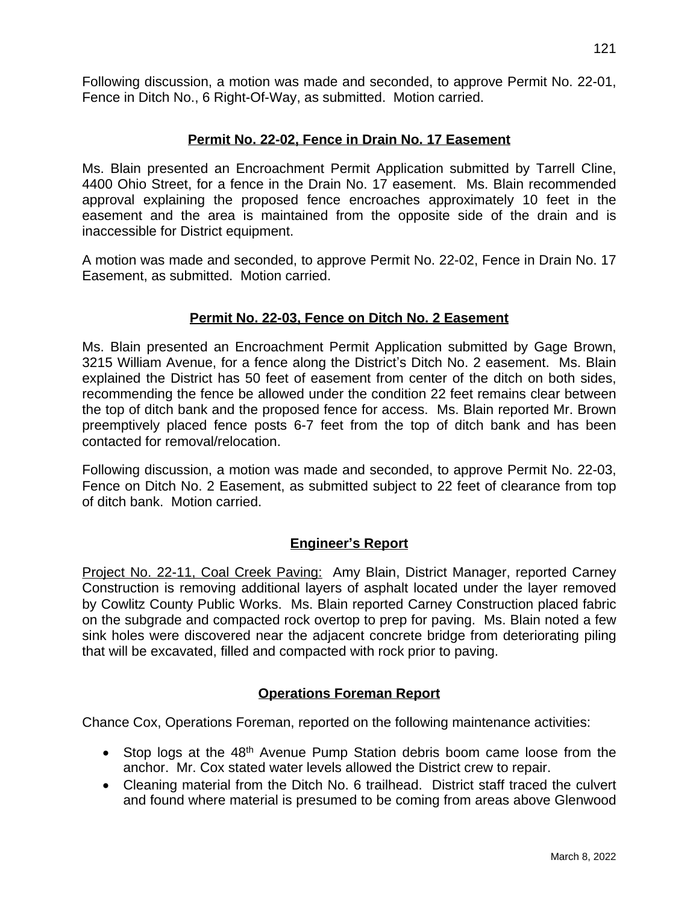Following discussion, a motion was made and seconded, to approve Permit No. 22-01, Fence in Ditch No., 6 Right-Of-Way, as submitted. Motion carried.

## Permit No. 22-02, Fence in Drain No. 17 Easement

Ms. Blain presented an Encroachment Permit Application submitted by Tarrell Cline, 4400 Ohio Street, for a fence in the Drain No. 17 easement. Ms. Blain recommended approval explaining the proposed fence encroaches approximately 10 feet in the easement and the area is maintained from the opposite side of the drain and is inaccessible for District equipment.

A motion was made and seconded, to approve Permit No. 22-02, Fence in Drain No. 17 Easement, as submitted. Motion carried.

## Permit No. 22-03, Fence on Ditch No. 2 Easement

Ms. Blain presented an Encroachment Permit Application submitted by Gage Brown, 3215 William Avenue, for a fence along the District's Ditch No. 2 easement. Ms. Blain explained the District has 50 feet of easement from center of the ditch on both sides, recommending the fence be allowed under the condition 22 feet remains clear between the top of ditch bank and the proposed fence for access. Ms. Blain reported Mr. Brown preemptively placed fence posts 6-7 feet from the top of ditch bank and has been contacted for removal/relocation.

Following discussion, a motion was made and seconded, to approve Permit No. 22-03, Fence on Ditch No. 2 Easement, as submitted subject to 22 feet of clearance from top of ditch bank. Motion carried.

## Engineer's Report

Project No. 22-11, Coal Creek Paving: Amy Blain, District Manager, reported Carney Construction is removing additional layers of asphalt located under the layer removed by Cowlitz County Public Works. Ms. Blain reported Carney Construction placed fabric on the subgrade and compacted rock overtop to prep for paving. Ms. Blain noted a few sink holes were discovered near the adjacent concrete bridge from deteriorating piling that will be excavated, filled and compacted with rock prior to paving.

## Operations Foreman Report

Chance Cox, Operations Foreman, reported on the following maintenance activities:

- Stop logs at the 48th Avenue Pump Station debris boom came loose from the anchor. Mr. Cox stated water levels allowed the District crew to repair.
- Cleaning material from the Ditch No. 6 trailhead. District staff traced the culvert and found where material is presumed to be coming from areas above Glenwood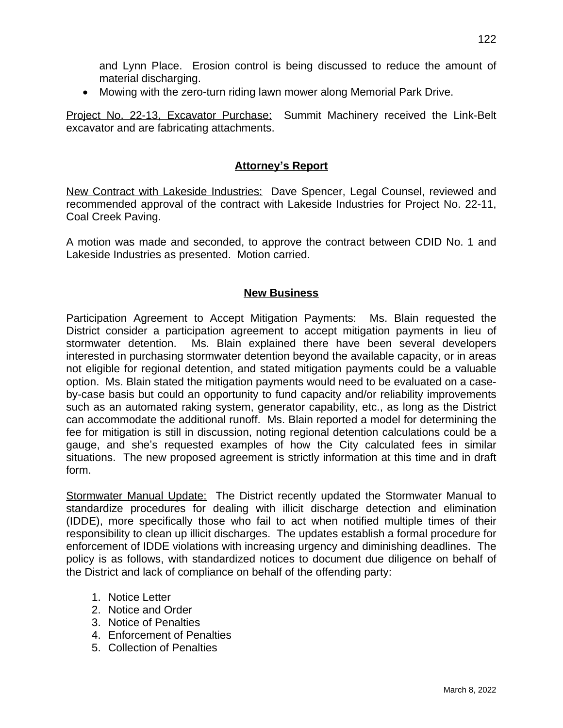and Lynn Place. Erosion control is being discussed to reduce the amount of material discharging.

- Mowing with the zero-turn riding lawn mower along Memorial Park Drive.

Project No. 22-13, Excavator Purchase: Summit Machinery received the Link-Belt excavator and are fabricating attachments.

## Attorney's Report

New Contract with Lakeside Industries: Dave Spencer, Legal Counsel, reviewed and recommended approval of the contract with Lakeside Industries for Project No. 22-11, Coal Creek Paving.

A motion was made and seconded, to approve the contract between CDID No. 1 and Lakeside Industries as presented. Motion carried.

## New Business

Participation Agreement to Accept Mitigation Payments: Ms. Blain requested the District consider a participation agreement to accept mitigation payments in lieu of stormwater detention. Ms. Blain explained there have been several developers interested in purchasing stormwater detention beyond the available capacity, or in areas not eligible for regional detention, and stated mitigation payments could be a valuable option. Ms. Blain stated the mitigation payments would need to be evaluated on a case-by-case basis but could an opportunity to fund capacity and/or reliability improvements such as an automated raking system, generator capability, etc., as long as the District can accommodate the additional runoff. Ms. Blain reported a model for determining the fee for mitigation is still in discussion, noting regional detention calculations could be a gauge, and she's requested examples of how the City calculated fees in similar situations. The new proposed agreement is strictly information at this time and in draft form.

Stormwater Manual Update: The District recently updated the Stormwater Manual to standardize procedures for dealing with illicit discharge detection and elimination (IDDE), more specifically those who fail to act when notified multiple times of their responsibility to clean up illicit discharges. The updates establish a formal procedure for enforcement of IDDE violations with increasing urgency and diminishing deadlines. The policy is as follows, with standardized notices to document due diligence on behalf of the District and lack of compliance on behalf of the offending party:

1. Notice Letter
2. Notice and Order
3. Notice of Penalties
4. Enforcement of Penalties
5. Collection of Penalties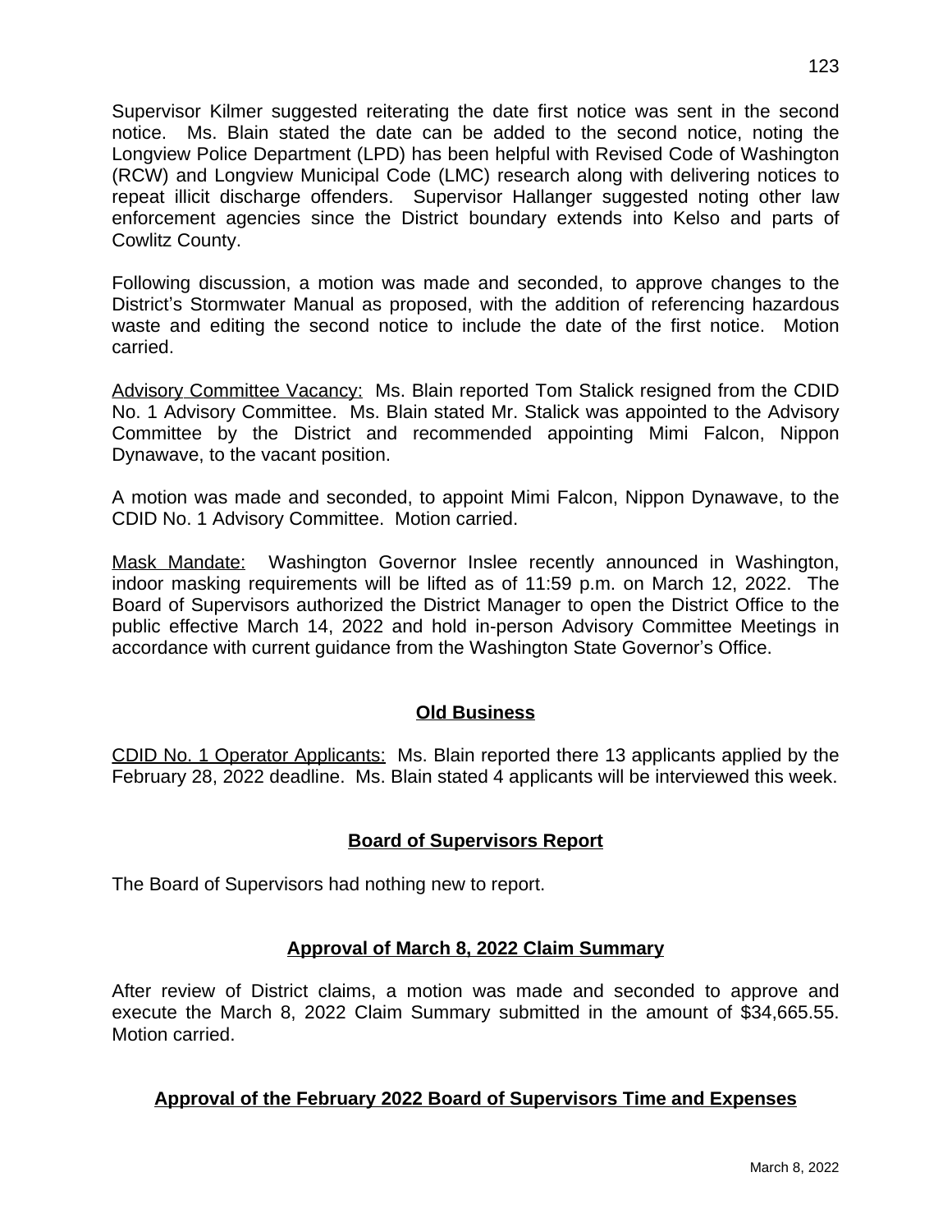Supervisor Kilmer suggested reiterating the date first notice was sent in the second notice. Ms. Blain stated the date can be added to the second notice, noting the Longview Police Department (LPD) has been helpful with Revised Code of Washington (RCW) and Longview Municipal Code (LMC) research along with delivering notices to repeat illicit discharge offenders. Supervisor Hallanger suggested noting other law enforcement agencies since the District boundary extends into Kelso and parts of Cowlitz County.

Following discussion, a motion was made and seconded, to approve changes to the District's Stormwater Manual as proposed, with the addition of referencing hazardous waste and editing the second notice to include the date of the first notice. Motion carried.

Advisory Committee Vacancy: Ms. Blain reported Tom Stalick resigned from the CDID No. 1 Advisory Committee. Ms. Blain stated Mr. Stalick was appointed to the Advisory Committee by the District and recommended appointing Mimi Falcon, Nippon Dynawave, to the vacant position.

A motion was made and seconded, to appoint Mimi Falcon, Nippon Dynawave, to the CDID No. 1 Advisory Committee. Motion carried.

Mask Mandate: Washington Governor Inslee recently announced in Washington, indoor masking requirements will be lifted as of 11:59 p.m. on March 12, 2022. The Board of Supervisors authorized the District Manager to open the District Office to the public effective March 14, 2022 and hold in-person Advisory Committee Meetings in accordance with current guidance from the Washington State Governor's Office.

## Old Business

CDID No. 1 Operator Applicants: Ms. Blain reported there 13 applicants applied by the February 28, 2022 deadline. Ms. Blain stated 4 applicants will be interviewed this week.

## Board of Supervisors Report

The Board of Supervisors had nothing new to report.

## Approval of March 8, 2022 Claim Summary

After review of District claims, a motion was made and seconded to approve and execute the March 8, 2022 Claim Summary submitted in the amount of $34,665.55. Motion carried.

## Approval of the February 2022 Board of Supervisors Time and Expenses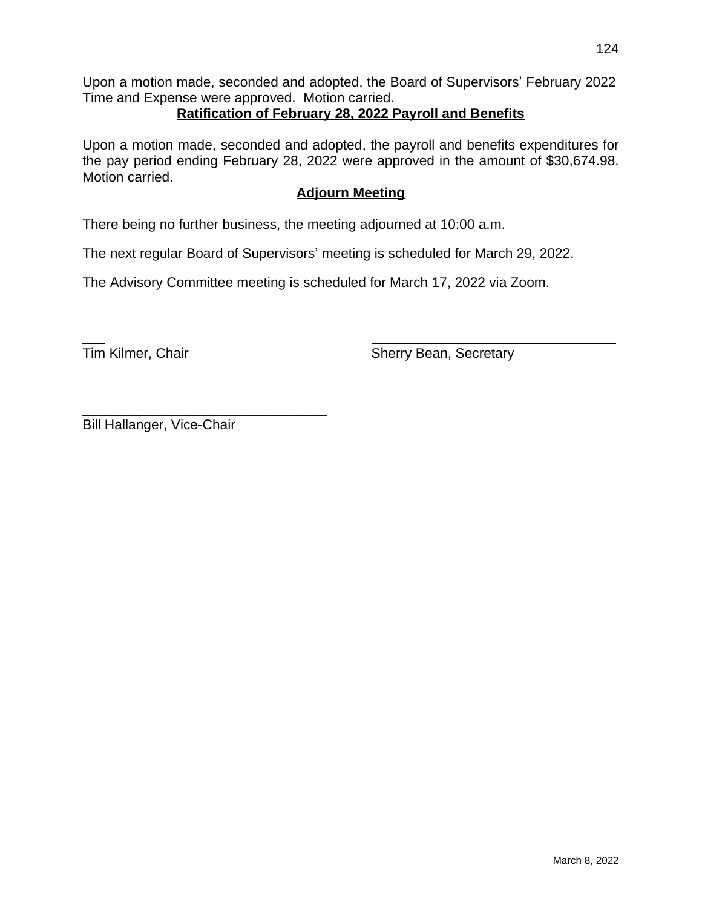Upon a motion made, seconded and adopted, the Board of Supervisors' February 2022 Time and Expense were approved. Motion carried.

**Ratification of February 28, 2022 Payroll and Benefits**

Upon a motion made, seconded and adopted, the payroll and benefits expenditures for the pay period ending February 28, 2022 were approved in the amount of $30,674.98. Motion carried.

**Adjourn Meeting**

There being no further business, the meeting adjourned at 10:00 a.m.

The next regular Board of Supervisors' meeting is scheduled for March 29, 2022.

The Advisory Committee meeting is scheduled for March 17, 2022 via Zoom.

___ 
Tim Kilmer, Chair

_________________________________
Sherry Bean, Secretary

_________________________________
Bill Hallanger, Vice-Chair

March 8, 2022